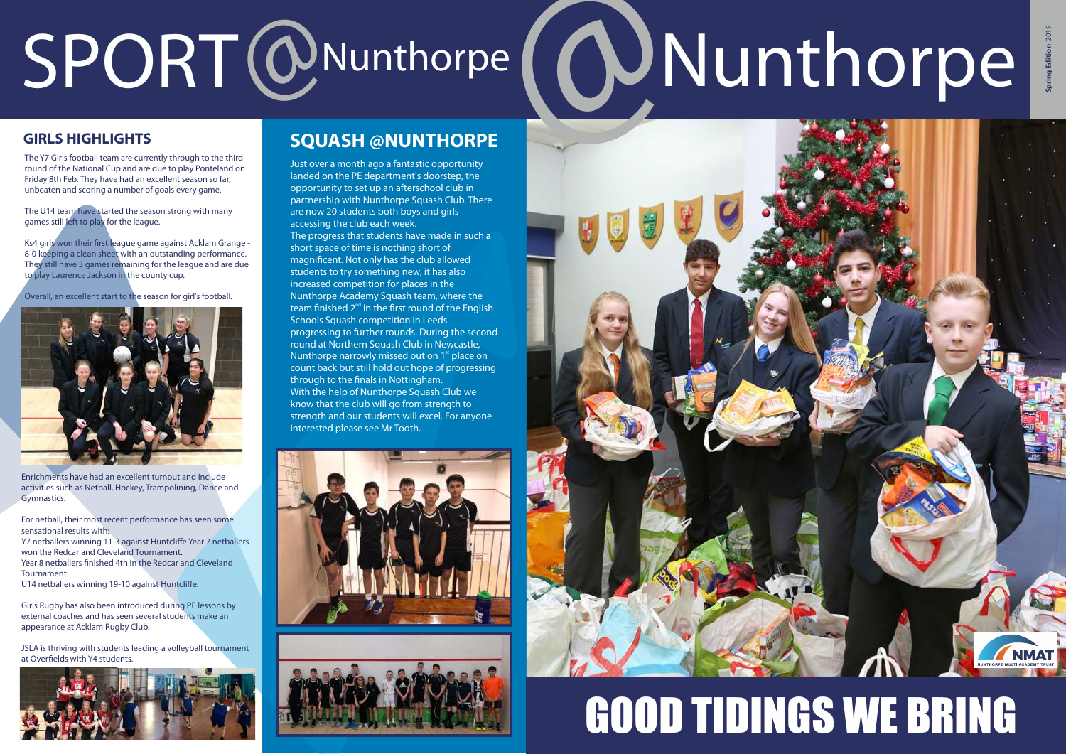# SPORT @Nunthorpe

## GIRLS HIGHLIGHTS

The Y7 Girls football team are currently through to the third round of the National Cup and are due to play Ponteland on Friday 8th Feb. They have had an excellent season so far, unbeaten and scoring a number of goals every game.

The U14 team have started the season strong with many games still left to play for the league.

Ks4 girls won their first league game against Acklam Grange - 8-0 keeping a clean sheet with an outstanding performance. They still have 3 games remaining for the league and are due to play Laurence Jackson in the county cup.

Overall, an excellent start to the season for girl's football.

Enrichments have had an excellent turnout and include activities such as Netball, Hockey, Trampolining, Dance and Gymnastics.

For netball, their most recent performance has seen some sensational results with:
Y7 netballers winning 11-3 against Huntcliffe Year 7 netballers won the Redcar and Cleveland Tournament.
Year 8 netballers finished 4th in the Redcar and Cleveland Tournament.
U14 netballers winning 19-10 against Huntcliffe.

Girls Rugby has also been introduced during PE lessons by external coaches and has seen several students make an appearance at Acklam Rugby Club.

JSLA is thriving with students leading a volleyball tournament at Overfields with Y4 students.

## SQUASH @NUNTHORPE

Just over a month ago a fantastic opportunity landed on the PE department's doorstep, the opportunity to set up an afterschool club in partnership with Nunthorpe Squash Club. There are now 20 students both boys and girls accessing the club each week.
The progress that students have made in such a short space of time is nothing short of magnificent. Not only has the club allowed students to try something new, it has also increased competition for places in the Nunthorpe Academy Squash team, where the team finished 2nd in the first round of the English Schools Squash competition in Leeds progressing to further rounds. During the second round at Northern Squash Club in Newcastle, Nunthorpe narrowly missed out on 1st place on count back but still hold out hope of progressing through to the finals in Nottingham.
With the help of Nunthorpe Squash Club we know that the club will go from strength to strength and our students will excel. For anyone interested please see Mr Tooth.

# @Nunthorpe

Spring Edition 2019

# GOOD TIDINGS WE BRING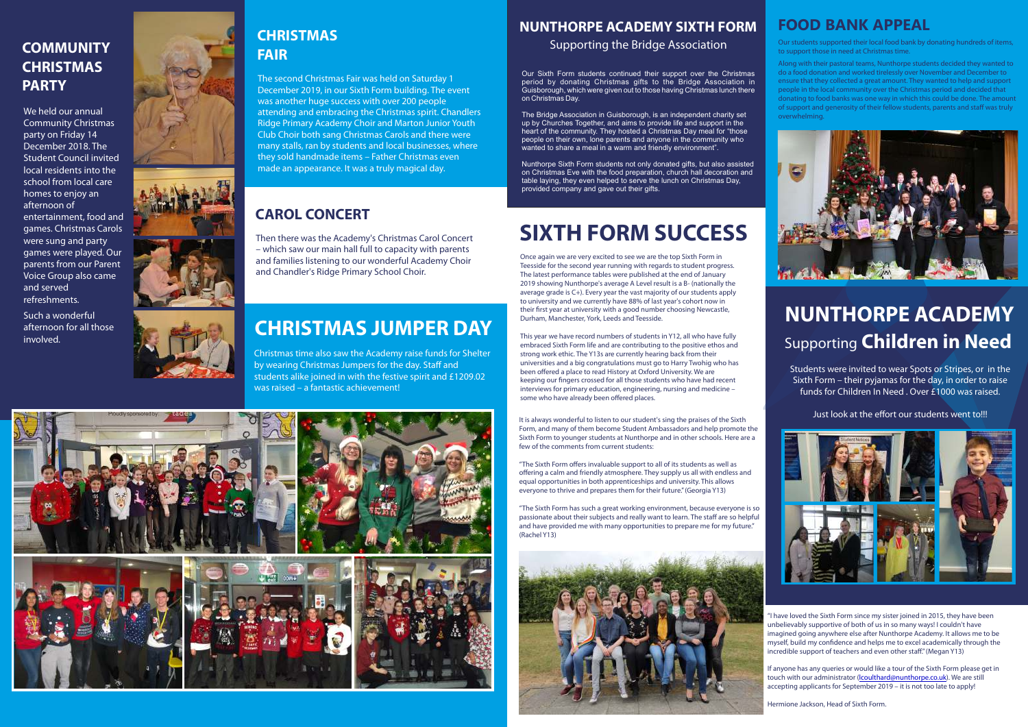## COMMUNITY CHRISTMAS PARTY

We held our annual Community Christmas party on Friday 14 December 2018. The Student Council invited local residents into the school from local care homes to enjoy an afternoon of entertainment, food and games. Christmas Carols were sung and party games were played. Our parents from our Parent Voice Group also came and served refreshments.

Such a wonderful afternoon for all those involved.

## CHRISTMAS FAIR

The second Christmas Fair was held on Saturday 1 December 2019, in our Sixth Form building. The event was another huge success with over 200 people attending and embracing the Christmas spirit. Chandlers Ridge Primary Academy Choir and Marton Junior Youth Club Choir both sang Christmas Carols and there were many stalls, ran by students and local businesses, where they sold handmade items – Father Christmas even made an appearance. It was a truly magical day.

## CAROL CONCERT

Then there was the Academy's Christmas Carol Concert – which saw our main hall full to capacity with parents and families listening to our wonderful Academy Choir and Chandler's Ridge Primary School Choir.

## CHRISTMAS JUMPER DAY

Christmas time also saw the Academy raise funds for Shelter by wearing Christmas Jumpers for the day. Staff and students alike joined in with the festive spirit and £1209.02 was raised – a fantastic achievement!

## NUNTHORPE ACADEMY SIXTH FORM

### Supporting the Bridge Association

Our Sixth Form students continued their support over the Christmas period by donating Christmas gifts to the Bridge Association in Guisborough, which were given out to those having Christmas lunch there on Christmas Day.

The Bridge Association in Guisborough, is an independent charity set up by Churches Together, and aims to provide life and support in the heart of the community. They hosted a Christmas Day meal for "those people on their own, lone parents and anyone in the community who wanted to share a meal in a warm and friendly environment".

Nunthorpe Sixth Form students not only donated gifts, but also assisted on Christmas Eve with the food preparation, church hall decoration and table laying, they even helped to serve the lunch on Christmas Day, provided company and gave out their gifts.

## SIXTH FORM SUCCESS

Once again we are very excited to see we are the top Sixth Form in Teesside for the second year running with regards to student progress. The latest performance tables were published at the end of January 2019 showing Nunthorpe's average A Level result is a B- (nationally the average grade is C+). Every year the vast majority of our students apply to university and we currently have 88% of last year's cohort now in their first year at university with a good number choosing Newcastle, Durham, Manchester, York, Leeds and Teesside.

This year we have record numbers of students in Y12, all who have fully embraced Sixth Form life and are contributing to the positive ethos and strong work ethic. The Y13s are currently hearing back from their universities and a big congratulations must go to Harry Twohig who has been offered a place to read History at Oxford University. We are keeping our fingers crossed for all those students who have had recent interviews for primary education, engineering, nursing and medicine – some who have already been offered places.

It is always wonderful to listen to our student's sing the praises of the Sixth Form, and many of them become Student Ambassadors and help promote the Sixth Form to younger students at Nunthorpe and in other schools. Here are a few of the comments from current students:

"The Sixth Form offers invaluable support to all of its students as well as offering a calm and friendly atmosphere. They supply us all with endless and equal opportunities in both apprenticeships and university. This allows everyone to thrive and prepares them for their future." (Georgia Y13)

"The Sixth Form has such a great working environment, because everyone is so passionate about their subjects and really want to learn. The staff are so helpful and have provided me with many opportunities to prepare me for my future." (Rachel Y13)

"I have loved the Sixth Form since my sister joined in 2015, they have been unbelievably supportive of both of us in so many ways! I couldn't have imagined going anywhere else after Nunthorpe Academy. It allows me to be myself, build my confidence and helps me to excel academically through the incredible support of teachers and even other staff." (Megan Y13)

If anyone has any queries or would like a tour of the Sixth Form please get in touch with our administrator (lcoulthard@nunthorpe.co.uk). We are still accepting applicants for September 2019 – it is not too late to apply!

Hermione Jackson, Head of Sixth Form.

## FOOD BANK APPEAL

Our students supported their local food bank by donating hundreds of items, to support those in need at Christmas time.

Along with their pastoral teams, Nunthorpe students decided they wanted to do a food donation and worked tirelessly over November and December to ensure that they collected a great amount. They wanted to help and support people in the local community over the Christmas period and decided that donating to food banks was one way in which this could be done. The amount of support and generosity of their fellow students, parents and staff was truly overwhelming.

## NUNTHORPE ACADEMY

### Supporting **Children in Need**

Students were invited to wear Spots or Stripes, or in the Sixth Form – their pyjamas for the day, in order to raise funds for Children In Need . Over £1000 was raised.

Just look at the effort our students went to!!!